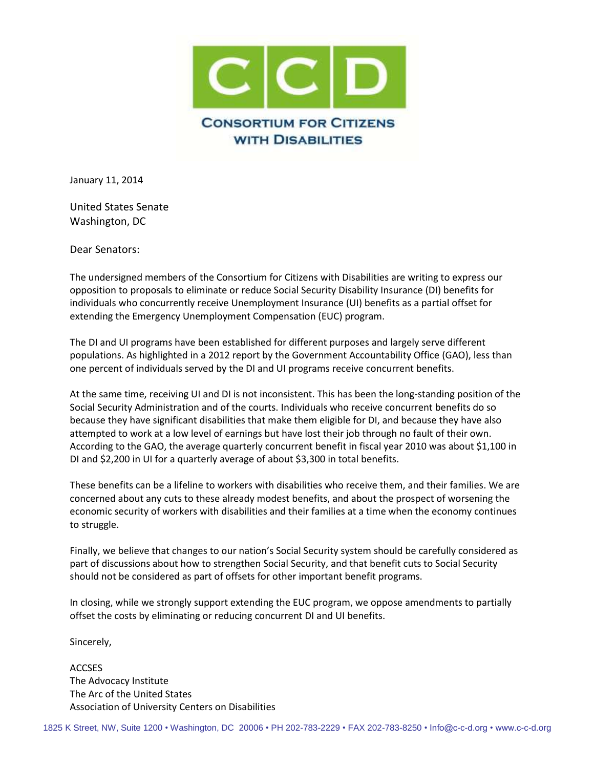# CCD

## CONSORTIUM FOR CITIZENS WITH DISABILITIES

January 11, 2014

United States Senate
Washington, DC

Dear Senators:

The undersigned members of the Consortium for Citizens with Disabilities are writing to express our opposition to proposals to eliminate or reduce Social Security Disability Insurance (DI) benefits for individuals who concurrently receive Unemployment Insurance (UI) benefits as a partial offset for extending the Emergency Unemployment Compensation (EUC) program.

The DI and UI programs have been established for different purposes and largely serve different populations. As highlighted in a 2012 report by the Government Accountability Office (GAO), less than one percent of individuals served by the DI and UI programs receive concurrent benefits.

At the same time, receiving UI and DI is not inconsistent. This has been the long-standing position of the Social Security Administration and of the courts. Individuals who receive concurrent benefits do so because they have significant disabilities that make them eligible for DI, and because they have also attempted to work at a low level of earnings but have lost their job through no fault of their own. According to the GAO, the average quarterly concurrent benefit in fiscal year 2010 was about $1,100 in DI and $2,200 in UI for a quarterly average of about $3,300 in total benefits.

These benefits can be a lifeline to workers with disabilities who receive them, and their families. We are concerned about any cuts to these already modest benefits, and about the prospect of worsening the economic security of workers with disabilities and their families at a time when the economy continues to struggle.

Finally, we believe that changes to our nation's Social Security system should be carefully considered as part of discussions about how to strengthen Social Security, and that benefit cuts to Social Security should not be considered as part of offsets for other important benefit programs.

In closing, while we strongly support extending the EUC program, we oppose amendments to partially offset the costs by eliminating or reducing concurrent DI and UI benefits.

Sincerely,

ACCSES
The Advocacy Institute
The Arc of the United States
Association of University Centers on Disabilities

1825 K Street, NW, Suite 1200 • Washington, DC 20006 • PH 202-783-2229 • FAX 202-783-8250 • Info@c-c-d.org • www.c-c-d.org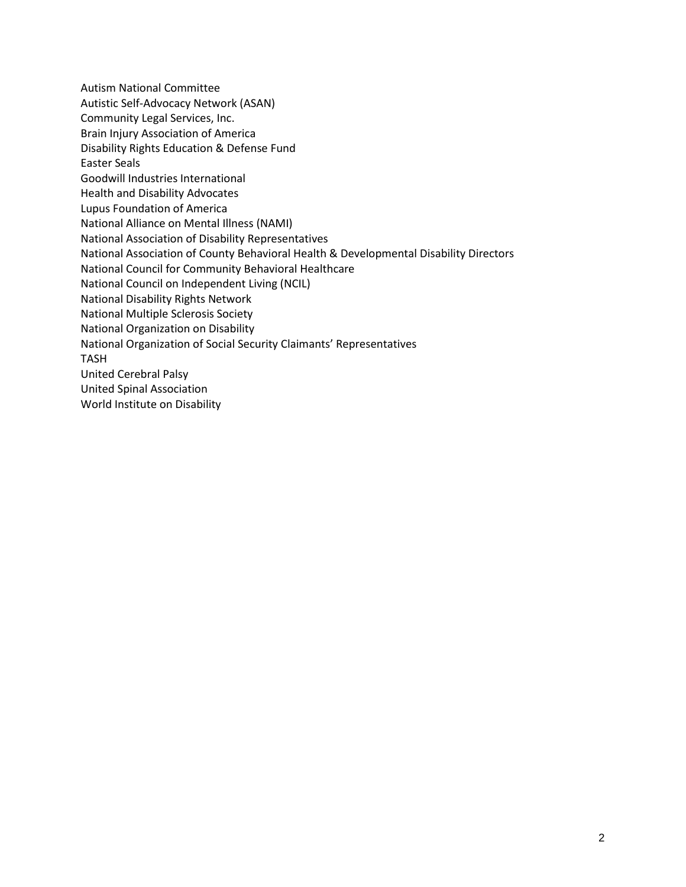Autism National Committee
Autistic Self-Advocacy Network (ASAN)
Community Legal Services, Inc.
Brain Injury Association of America
Disability Rights Education & Defense Fund
Easter Seals
Goodwill Industries International
Health and Disability Advocates
Lupus Foundation of America
National Alliance on Mental Illness (NAMI)
National Association of Disability Representatives
National Association of County Behavioral Health & Developmental Disability Directors
National Council for Community Behavioral Healthcare
National Council on Independent Living (NCIL)
National Disability Rights Network
National Multiple Sclerosis Society
National Organization on Disability
National Organization of Social Security Claimants' Representatives
TASH
United Cerebral Palsy
United Spinal Association
World Institute on Disability